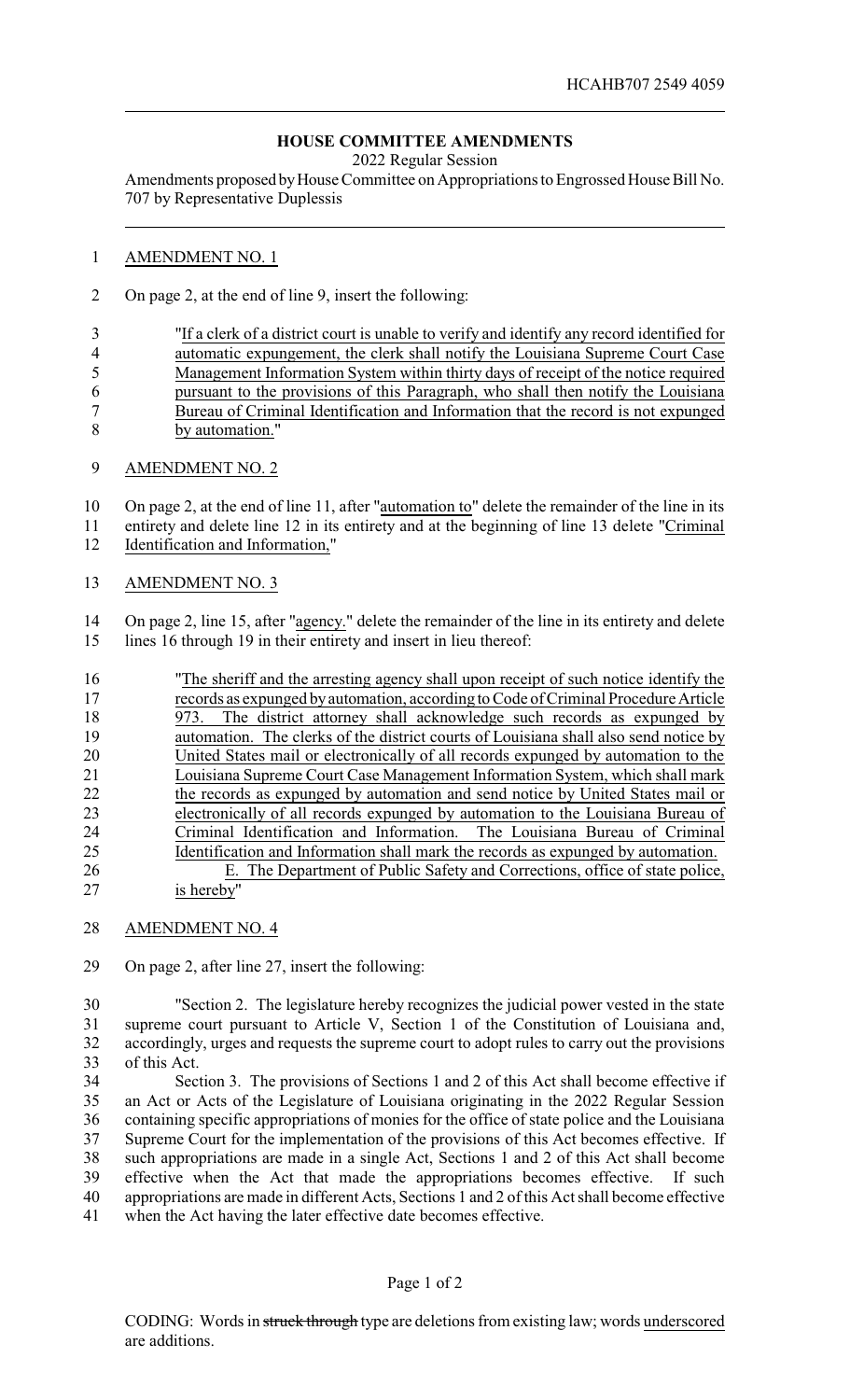HCAHB707 2549 4059

# HOUSE COMMITTEE AMENDMENTS

2022 Regular Session

Amendments proposed by House Committee on Appropriations to Engrossed House Bill No. 707 by Representative Duplessis

AMENDMENT NO. 1

On page 2, at the end of line 9, insert the following:

"If a clerk of a district court is unable to verify and identify any record identified for automatic expungement, the clerk shall notify the Louisiana Supreme Court Case Management Information System within thirty days of receipt of the notice required pursuant to the provisions of this Paragraph, who shall then notify the Louisiana Bureau of Criminal Identification and Information that the record is not expunged by automation."

AMENDMENT NO. 2

On page 2, at the end of line 11, after "automation to" delete the remainder of the line in its entirety and delete line 12 in its entirety and at the beginning of line 13 delete "Criminal Identification and Information,"

AMENDMENT NO. 3

On page 2, line 15, after "agency." delete the remainder of the line in its entirety and delete lines 16 through 19 in their entirety and insert in lieu thereof:

"The sheriff and the arresting agency shall upon receipt of such notice identify the records as expunged by automation, according to Code of Criminal Procedure Article 973. The district attorney shall acknowledge such records as expunged by automation. The clerks of the district courts of Louisiana shall also send notice by United States mail or electronically of all records expunged by automation to the Louisiana Supreme Court Case Management Information System, which shall mark the records as expunged by automation and send notice by United States mail or electronically of all records expunged by automation to the Louisiana Bureau of Criminal Identification and Information. The Louisiana Bureau of Criminal Identification and Information shall mark the records as expunged by automation.

E. The Department of Public Safety and Corrections, office of state police, is hereby"

AMENDMENT NO. 4

On page 2, after line 27, insert the following:

"Section 2. The legislature hereby recognizes the judicial power vested in the state supreme court pursuant to Article V, Section 1 of the Constitution of Louisiana and, accordingly, urges and requests the supreme court to adopt rules to carry out the provisions of this Act.

Section 3. The provisions of Sections 1 and 2 of this Act shall become effective if an Act or Acts of the Legislature of Louisiana originating in the 2022 Regular Session containing specific appropriations of monies for the office of state police and the Louisiana Supreme Court for the implementation of the provisions of this Act becomes effective. If such appropriations are made in a single Act, Sections 1 and 2 of this Act shall become effective when the Act that made the appropriations becomes effective. If such appropriations are made in different Acts, Sections 1 and 2 of this Act shall become effective when the Act having the later effective date becomes effective.

CODING: Words in ~~struck through~~ type are deletions from existing law; words underscored are additions.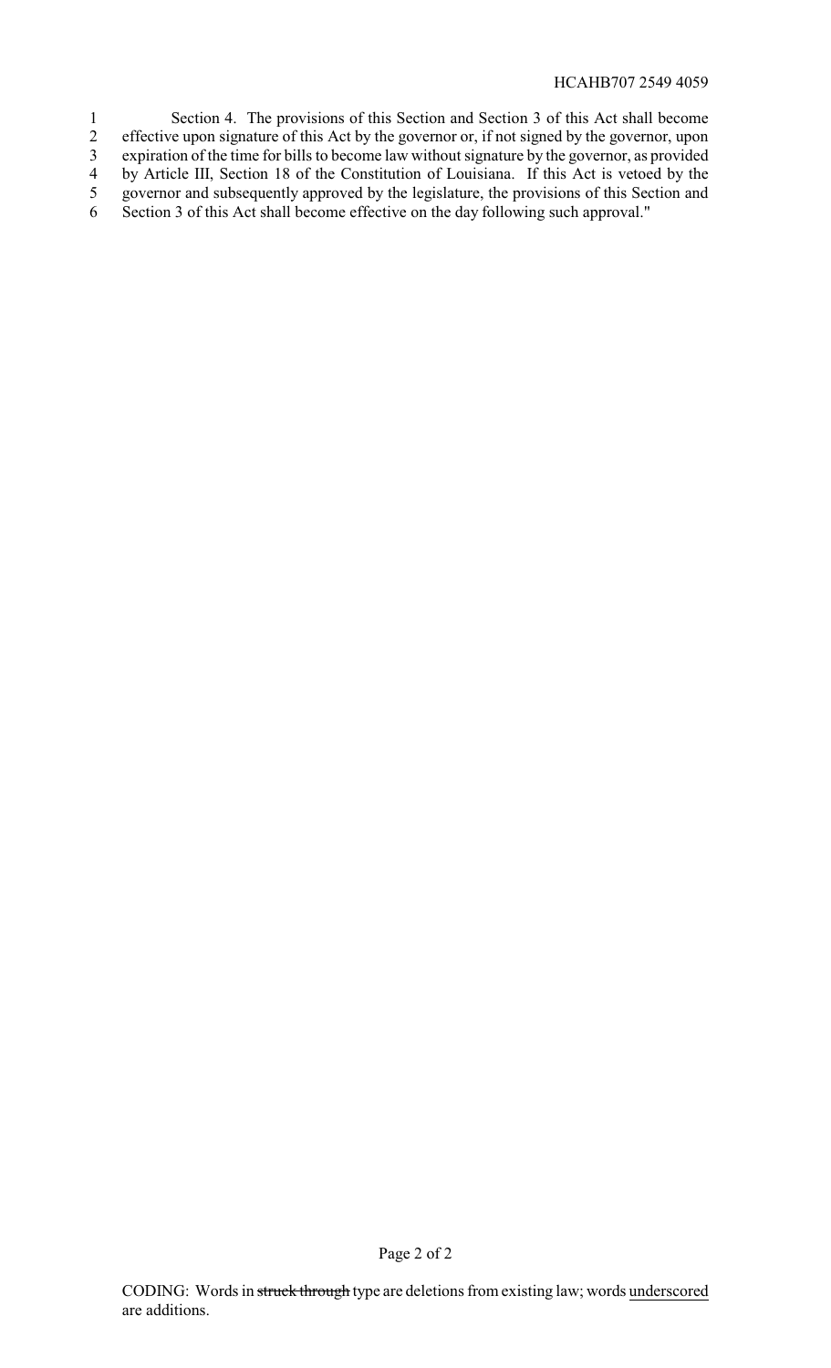Section 4. The provisions of this Section and Section 3 of this Act shall become effective upon signature of this Act by the governor or, if not signed by the governor, upon expiration of the time for bills to become law without signature by the governor, as provided by Article III, Section 18 of the Constitution of Louisiana. If this Act is vetoed by the governor and subsequently approved by the legislature, the provisions of this Section and Section 3 of this Act shall become effective on the day following such approval."

CODING: Words in ~~struck through~~ type are deletions from existing law; words <u>underscored</u> are additions.